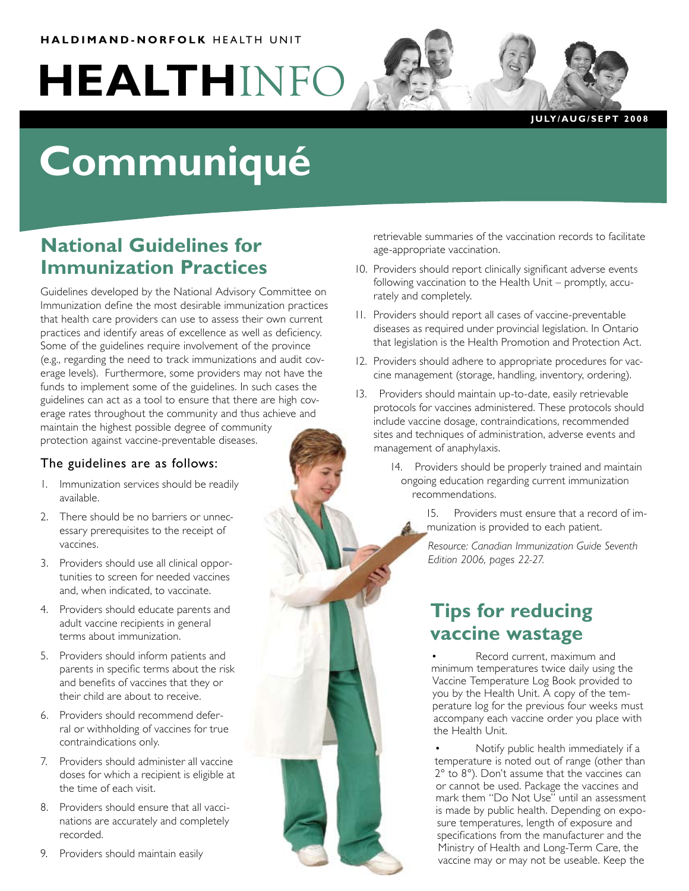**HALDIMAND-NORFOLK** HEALTH UNIT

# **HEALTH**INFO

JULY/AUG/SEPT 2008

# Communiqué

## National Guidelines for Immunization Practices

Guidelines developed by the National Advisory Committee on Immunization define the most desirable immunization practices that health care providers can use to assess their own current practices and identify areas of excellence as well as deficiency. Some of the guidelines require involvement of the province (e.g., regarding the need to track immunizations and audit coverage levels). Furthermore, some providers may not have the funds to implement some of the guidelines. In such cases the guidelines can act as a tool to ensure that there are high coverage rates throughout the community and thus achieve and maintain the highest possible degree of community protection against vaccine-preventable diseases.

### The guidelines are as follows:

1. Immunization services should be readily available.
2. There should be no barriers or unnecessary prerequisites to the receipt of vaccines.
3. Providers should use all clinical opportunities to screen for needed vaccines and, when indicated, to vaccinate.
4. Providers should educate parents and adult vaccine recipients in general terms about immunization.
5. Providers should inform patients and parents in specific terms about the risk and benefits of vaccines that they or their child are about to receive.
6. Providers should recommend deferral or withholding of vaccines for true contraindications only.
7. Providers should administer all vaccine doses for which a recipient is eligible at the time of each visit.
8. Providers should ensure that all vaccinations are accurately and completely recorded.
9. Providers should maintain easily retrievable summaries of the vaccination records to facilitate age-appropriate vaccination.
10. Providers should report clinically significant adverse events following vaccination to the Health Unit – promptly, accurately and completely.
11. Providers should report all cases of vaccine-preventable diseases as required under provincial legislation. In Ontario that legislation is the Health Promotion and Protection Act.
12. Providers should adhere to appropriate procedures for vaccine management (storage, handling, inventory, ordering).
13. Providers should maintain up-to-date, easily retrievable protocols for vaccines administered. These protocols should include vaccine dosage, contraindications, recommended sites and techniques of administration, adverse events and management of anaphylaxis.
14. Providers should be properly trained and maintain ongoing education regarding current immunization recommendations.
15. Providers must ensure that a record of immunization is provided to each patient.

*Resource: Canadian Immunization Guide Seventh Edition 2006, pages 22-27.*

## Tips for reducing vaccine wastage

- Record current, maximum and minimum temperatures twice daily using the Vaccine Temperature Log Book provided to you by the Health Unit. A copy of the temperature log for the previous four weeks must accompany each vaccine order you place with the Health Unit.
- Notify public health immediately if a temperature is noted out of range (other than 2° to 8°). Don't assume that the vaccines can or cannot be used. Package the vaccines and mark them "Do Not Use" until an assessment is made by public health. Depending on exposure temperatures, length of exposure and specifications from the manufacturer and the Ministry of Health and Long-Term Care, the vaccine may or may not be useable. Keep the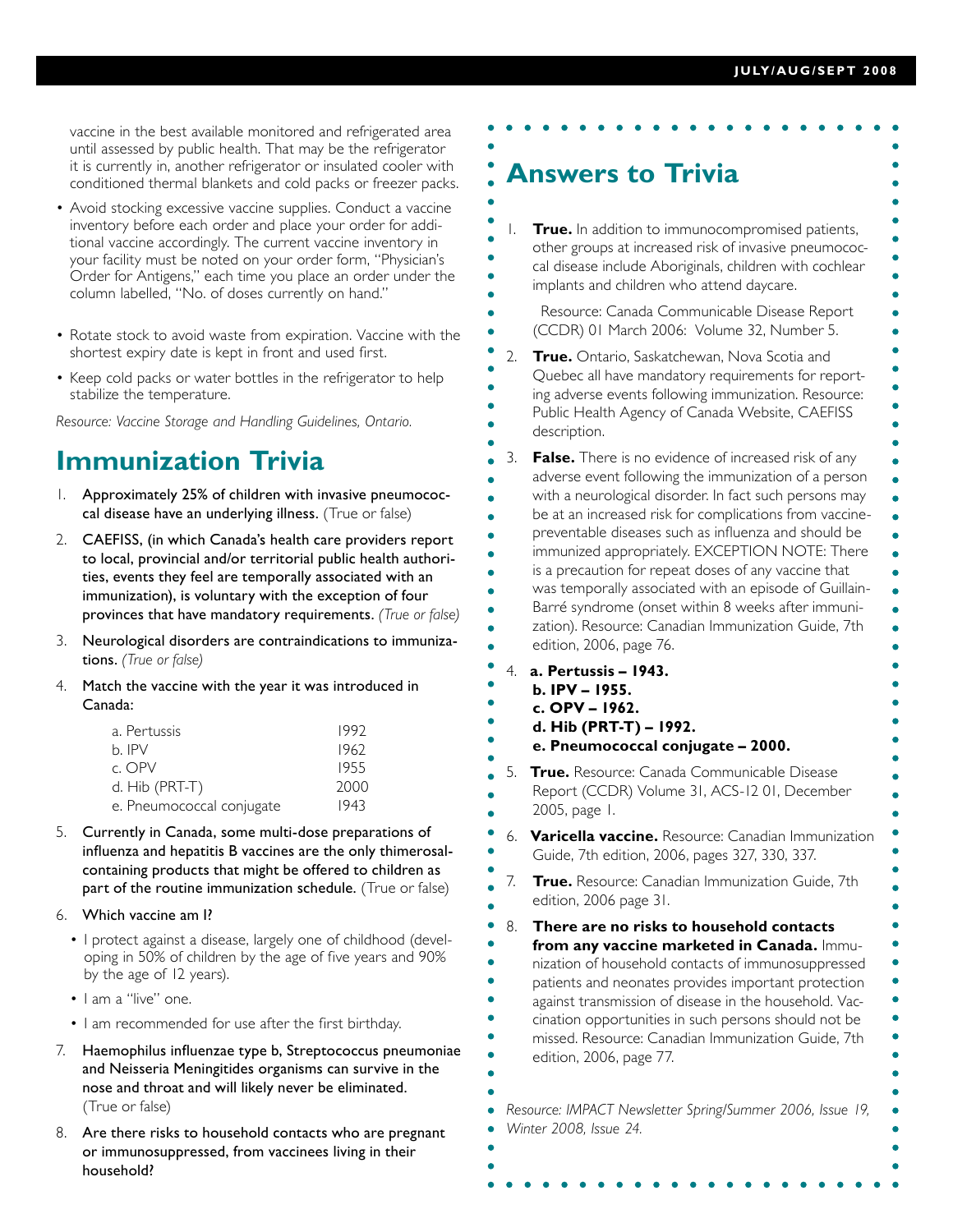vaccine in the best available monitored and refrigerated area until assessed by public health. That may be the refrigerator it is currently in, another refrigerator or insulated cooler with conditioned thermal blankets and cold packs or freezer packs.

- Avoid stocking excessive vaccine supplies. Conduct a vaccine inventory before each order and place your order for additional vaccine accordingly. The current vaccine inventory in your facility must be noted on your order form, "Physician's Order for Antigens," each time you place an order under the column labelled, "No. of doses currently on hand."
- Rotate stock to avoid waste from expiration. Vaccine with the shortest expiry date is kept in front and used first.
- Keep cold packs or water bottles in the refrigerator to help stabilize the temperature.

*Resource: Vaccine Storage and Handling Guidelines, Ontario.*

## Immunization Trivia

1. Approximately 25% of children with invasive pneumococcal disease have an underlying illness. (True or false)
2. CAEFISS, (in which Canada's health care providers report to local, provincial and/or territorial public health authorities, events they feel are temporally associated with an immunization), is voluntary with the exception of four provinces that have mandatory requirements. *(True or false)*
3. Neurological disorders are contraindications to immunizations. *(True or false)*
4. Match the vaccine with the year it was introduced in Canada:

| | |
|---|---|
| a. Pertussis | 1992 |
| b. IPV | 1962 |
| c. OPV | 1955 |
| d. Hib (PRT-T) | 2000 |
| e. Pneumococcal conjugate | 1943 |

5. Currently in Canada, some multi-dose preparations of influenza and hepatitis B vaccines are the only thimerosal-containing products that might be offered to children as part of the routine immunization schedule. (True or false)
6. Which vaccine am I?
   - I protect against a disease, largely one of childhood (developing in 50% of children by the age of five years and 90% by the age of 12 years).
   - I am a "live" one.
   - I am recommended for use after the first birthday.
7. Haemophilus influenzae type b, Streptococcus pneumoniae and Neisseria Meningitides organisms can survive in the nose and throat and will likely never be eliminated. (True or false)
8. Are there risks to household contacts who are pregnant or immunosuppressed, from vaccinees living in their household?

## Answers to Trivia

1. **True.** In addition to immunocompromised patients, other groups at increased risk of invasive pneumococcal disease include Aboriginals, children with cochlear implants and children who attend daycare.

   Resource: Canada Communicable Disease Report (CCDR) 01 March 2006: Volume 32, Number 5.
2. **True.** Ontario, Saskatchewan, Nova Scotia and Quebec all have mandatory requirements for reporting adverse events following immunization. Resource: Public Health Agency of Canada Website, CAEFISS description.
3. **False.** There is no evidence of increased risk of any adverse event following the immunization of a person with a neurological disorder. In fact such persons may be at an increased risk for complications from vaccine-preventable diseases such as influenza and should be immunized appropriately. EXCEPTION NOTE: There is a precaution for repeat doses of any vaccine that was temporally associated with an episode of Guillain-Barré syndrome (onset within 8 weeks after immunization). Resource: Canadian Immunization Guide, 7th edition, 2006, page 76.
4. **a. Pertussis – 1943.**
   **b. IPV – 1955.**
   **c. OPV – 1962.**
   **d. Hib (PRT-T) – 1992.**
   **e. Pneumococcal conjugate – 2000.**
5. **True.** Resource: Canada Communicable Disease Report (CCDR) Volume 31, ACS-12 01, December 2005, page 1.
6. **Varicella vaccine.** Resource: Canadian Immunization Guide, 7th edition, 2006, pages 327, 330, 337.
7. **True.** Resource: Canadian Immunization Guide, 7th edition, 2006 page 31.
8. **There are no risks to household contacts from any vaccine marketed in Canada.** Immunization of household contacts of immunosuppressed patients and neonates provides important protection against transmission of disease in the household. Vaccination opportunities in such persons should not be missed. Resource: Canadian Immunization Guide, 7th edition, 2006, page 77.

*Resource: IMPACT Newsletter Spring/Summer 2006, Issue 19, Winter 2008, Issue 24.*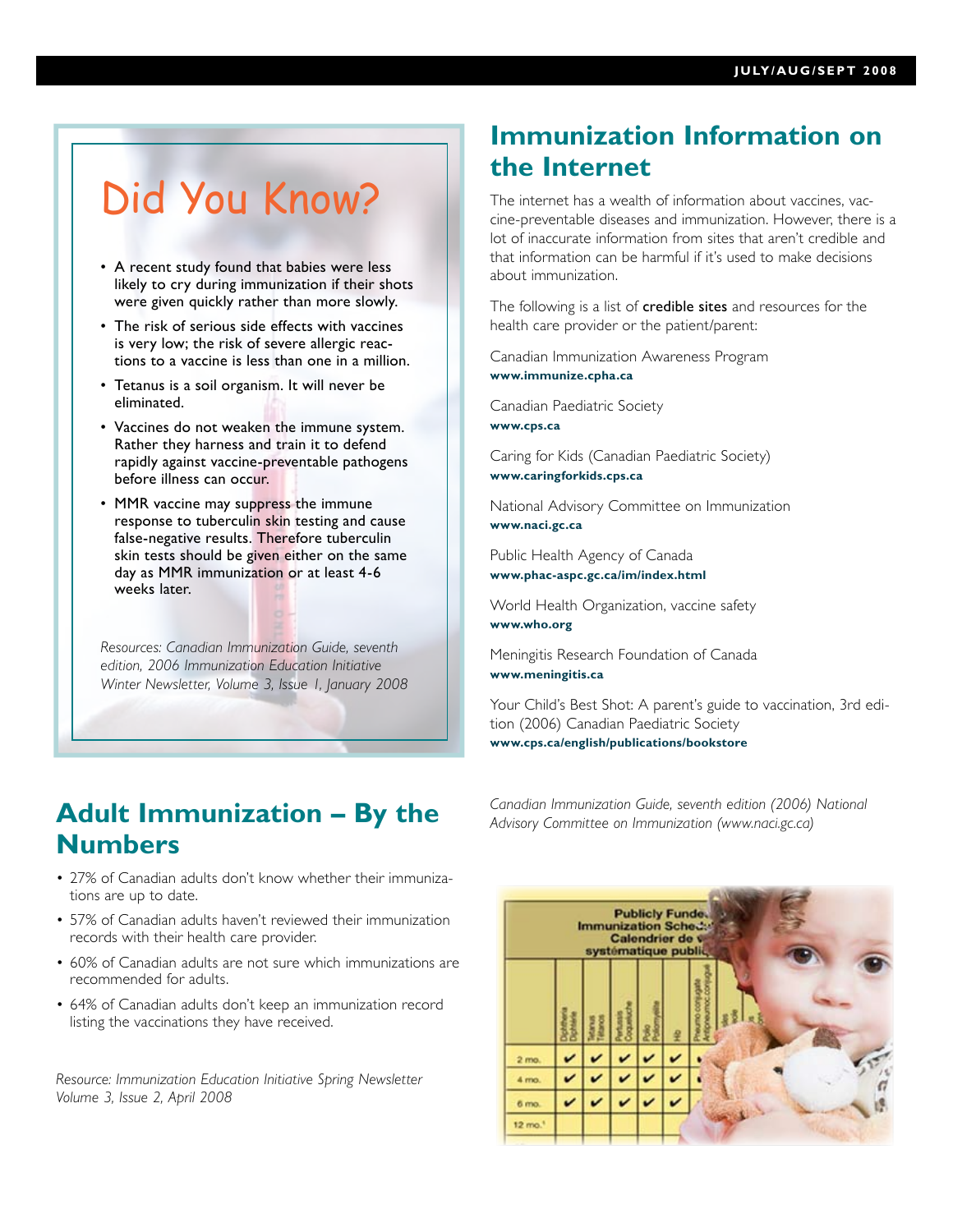## Did You Know?

- A recent study found that babies were less likely to cry during immunization if their shots were given quickly rather than more slowly.
- The risk of serious side effects with vaccines is very low; the risk of severe allergic reactions to a vaccine is less than one in a million.
- Tetanus is a soil organism. It will never be eliminated.
- Vaccines do not weaken the immune system. Rather they harness and train it to defend rapidly against vaccine-preventable pathogens before illness can occur.
- MMR vaccine may suppress the immune response to tuberculin skin testing and cause false-negative results. Therefore tuberculin skin tests should be given either on the same day as MMR immunization or at least 4-6 weeks later.

*Resources: Canadian Immunization Guide, seventh edition, 2006 Immunization Education Initiative Winter Newsletter, Volume 3, Issue 1, January 2008*

## Adult Immunization – By the Numbers

- 27% of Canadian adults don't know whether their immunizations are up to date.
- 57% of Canadian adults haven't reviewed their immunization records with their health care provider.
- 60% of Canadian adults are not sure which immunizations are recommended for adults.
- 64% of Canadian adults don't keep an immunization record listing the vaccinations they have received.

*Resource: Immunization Education Initiative Spring Newsletter Volume 3, Issue 2, April 2008*

## Immunization Information on the Internet

The internet has a wealth of information about vaccines, vaccine-preventable diseases and immunization. However, there is a lot of inaccurate information from sites that aren't credible and that information can be harmful if it's used to make decisions about immunization.

The following is a list of **credible sites** and resources for the health care provider or the patient/parent:

Canadian Immunization Awareness Program
**www.immunize.cpha.ca**

Canadian Paediatric Society
**www.cps.ca**

Caring for Kids (Canadian Paediatric Society)
**www.caringforkids.cps.ca**

National Advisory Committee on Immunization
**www.naci.gc.ca**

Public Health Agency of Canada
**www.phac-aspc.gc.ca/im/index.html**

World Health Organization, vaccine safety
**www.who.org**

Meningitis Research Foundation of Canada
**www.meningitis.ca**

Your Child's Best Shot: A parent's guide to vaccination, 3rd edition (2006) Canadian Paediatric Society
**www.cps.ca/english/publications/bookstore**

*Canadian Immunization Guide, seventh edition (2006) National Advisory Committee on Immunization (www.naci.gc.ca)*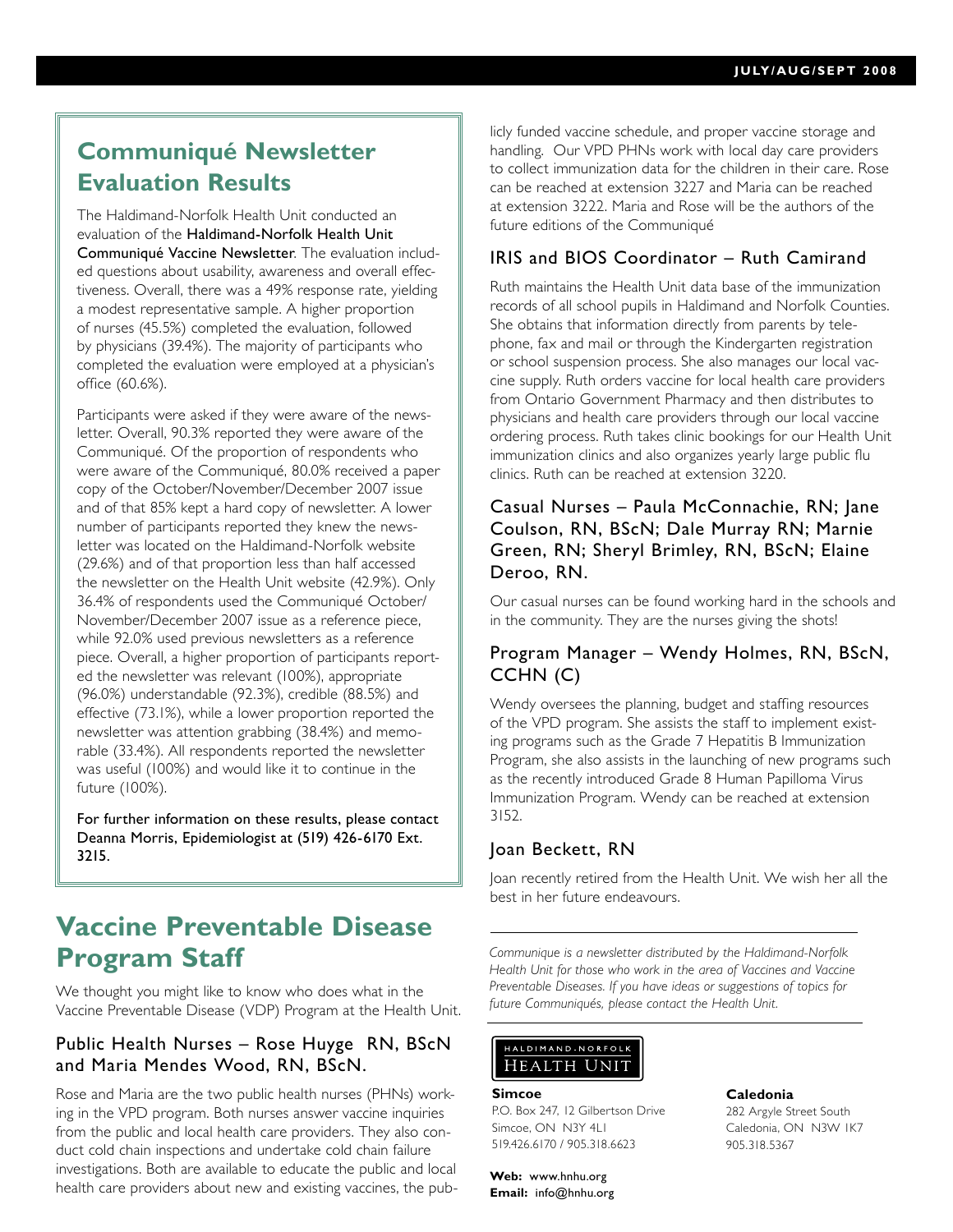## Communiqué Newsletter Evaluation Results

The Haldimand-Norfolk Health Unit conducted an evaluation of the Haldimand-Norfolk Health Unit Communiqué Vaccine Newsletter. The evaluation included questions about usability, awareness and overall effectiveness. Overall, there was a 49% response rate, yielding a modest representative sample. A higher proportion of nurses (45.5%) completed the evaluation, followed by physicians (39.4%). The majority of participants who completed the evaluation were employed at a physician's office (60.6%).

Participants were asked if they were aware of the newsletter. Overall, 90.3% reported they were aware of the Communiqué. Of the proportion of respondents who were aware of the Communiqué, 80.0% received a paper copy of the October/November/December 2007 issue and of that 85% kept a hard copy of newsletter. A lower number of participants reported they knew the newsletter was located on the Haldimand-Norfolk website (29.6%) and of that proportion less than half accessed the newsletter on the Health Unit website (42.9%). Only 36.4% of respondents used the Communiqué October/November/December 2007 issue as a reference piece, while 92.0% used previous newsletters as a reference piece. Overall, a higher proportion of participants reported the newsletter was relevant (100%), appropriate (96.0%) understandable (92.3%), credible (88.5%) and effective (73.1%), while a lower proportion reported the newsletter was attention grabbing (38.4%) and memorable (33.4%). All respondents reported the newsletter was useful (100%) and would like it to continue in the future (100%).

For further information on these results, please contact Deanna Morris, Epidemiologist at (519) 426-6170 Ext. 3215.

# Vaccine Preventable Disease Program Staff

We thought you might like to know who does what in the Vaccine Preventable Disease (VDP) Program at the Health Unit.

### Public Health Nurses – Rose Huyge RN, BScN and Maria Mendes Wood, RN, BScN.

Rose and Maria are the two public health nurses (PHNs) working in the VPD program. Both nurses answer vaccine inquiries from the public and local health care providers. They also conduct cold chain inspections and undertake cold chain failure investigations. Both are available to educate the public and local health care providers about new and existing vaccines, the publicly funded vaccine schedule, and proper vaccine storage and handling. Our VPD PHNs work with local day care providers to collect immunization data for the children in their care. Rose can be reached at extension 3227 and Maria can be reached at extension 3222. Maria and Rose will be the authors of the future editions of the Communiqué

### IRIS and BIOS Coordinator – Ruth Camirand

Ruth maintains the Health Unit data base of the immunization records of all school pupils in Haldimand and Norfolk Counties. She obtains that information directly from parents by telephone, fax and mail or through the Kindergarten registration or school suspension process. She also manages our local vaccine supply. Ruth orders vaccine for local health care providers from Ontario Government Pharmacy and then distributes to physicians and health care providers through our local vaccine ordering process. Ruth takes clinic bookings for our Health Unit immunization clinics and also organizes yearly large public flu clinics. Ruth can be reached at extension 3220.

### Casual Nurses – Paula McConnachie, RN; Jane Coulson, RN, BScN; Dale Murray RN; Marnie Green, RN; Sheryl Brimley, RN, BScN; Elaine Deroo, RN.

Our casual nurses can be found working hard in the schools and in the community. They are the nurses giving the shots!

### Program Manager – Wendy Holmes, RN, BScN, CCHN (C)

Wendy oversees the planning, budget and staffing resources of the VPD program. She assists the staff to implement existing programs such as the Grade 7 Hepatitis B Immunization Program, she also assists in the launching of new programs such as the recently introduced Grade 8 Human Papilloma Virus Immunization Program. Wendy can be reached at extension 3152.

### Joan Beckett, RN

Joan recently retired from the Health Unit. We wish her all the best in her future endeavours.

---

*Communique is a newsletter distributed by the Haldimand-Norfolk Health Unit for those who work in the area of Vaccines and Vaccine Preventable Diseases. If you have ideas or suggestions of topics for future Communiqués, please contact the Health Unit.*

---

HALDIMAND-NORFOLK HEALTH UNIT

**Simcoe**
P.O. Box 247, 12 Gilbertson Drive
Simcoe, ON N3Y 4L1
519.426.6170 / 905.318.6623

**Caledonia**
282 Argyle Street South
Caledonia, ON N3W 1K7
905.318.5367

**Web:** www.hnhu.org
**Email:** info@hnhu.org